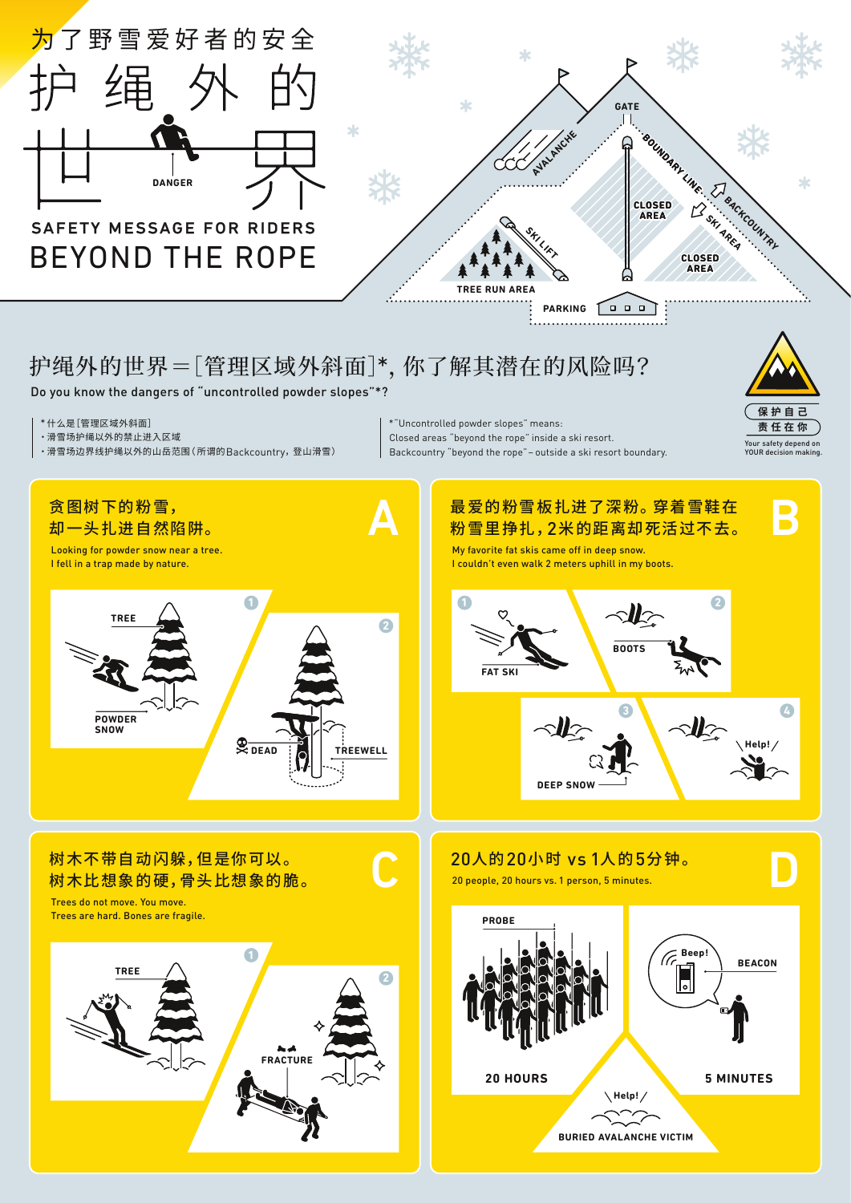为了野雪爱好者的安全

# 护绳外的世界

DANGER

SAFETY MESSAGE FOR RIDERS

# BEYOND THE ROPE

GATE

AVALANCHE

BOUNDARY LINE

BACKCOUNTRY

SKI AREA

CLOSED AREA

CLOSED AREA

SKI LIFT

TREE RUN AREA

PARKING

## 护绳外的世界＝[管理区域外斜面]*，你了解其潜在的风险吗？

Do you know the dangers of "uncontrolled powder slopes"*?

*什么是[管理区域外斜面]
- 滑雪场护绳以外的禁止进入区域
- 滑雪场边界线护绳以外的山岳范围（所谓的Backcountry，登山滑雪）

*"Uncontrolled powder slopes" means:
Closed areas "beyond the rope" inside a ski resort.
Backcountry "beyond the rope" – outside a ski resort boundary.

保护自己
责任在你
Your safety depend on YOUR decision making.

## A

**贪图树下的粉雪，
却一头扎进自然陷阱。**

Looking for powder snow near a tree.
I fell in a trap made by nature.

1 TREE / POWDER SNOW

2 DEAD / TREEWELL

## B

**最爱的粉雪板扎进了深粉。穿着雪鞋在粉雪里挣扎，2米的距离却死活过不去。**

My favorite fat skis came off in deep snow.
I couldn't even walk 2 meters uphill in my boots.

1 FAT SKI

2 BOOTS

3 DEEP SNOW

4 Help!

## C

**树木不带自动闪躲，但是你可以。
树木比想象的硬，骨头比想象的脆。**

Trees do not move. You move.
Trees are hard. Bones are fragile.

1 TREE

2 FRACTURE

## D

**20人的20小时 vs 1人的5分钟。**

20 people, 20 hours vs. 1 person, 5 minutes.

PROBE

20 HOURS

Beep!

BEACON

5 MINUTES

Help!

BURIED AVALANCHE VICTIM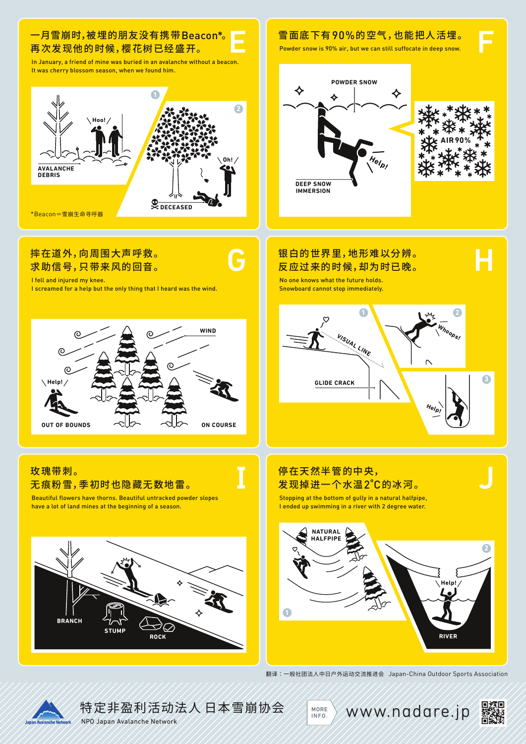## E

一月雪崩时，被埋的朋友没有携带Beacon*。再次发现他的时候，樱花树已经盛开。

In January, a friend of mine was buried in an avalanche without a beacon. It was cherry blossom season, when we found him.

1 Hoo! AVALANCHE DEBRIS

2 Oh! DECEASED

*Beacon＝雪崩生命寻呼器

## F

雪面底下有90%的空气，也能把人活埋。

Powder snow is 90% air, but we can still suffocate in deep snow.

POWDER SNOW

Help!

DEEP SNOW IMMERSION

AIR 90%

## G

摔在道外，向周围大声呼救。求助信号，只带来风的回音。

I fell and injured my knee.
I screamed for a help but the only thing that I heard was the wind.

WIND

Help!

OUT OF BOUNDS

ON COURSE

## H

银白的世界里，地形难以分辨。反应过来的时候，却为时已晚。

No one knows what the future holds.
Snowboard cannot stop immediately.

1 VISUAL LINE GLIDE CRACK

2 Whoops!

3 Help!

## I

玫瑰带刺。无痕粉雪，季初时也隐藏无数地雷。

Beautiful flowers have thorns. Beautiful untracked powder slopes have a lot of land mines at the beginning of a season.

BRANCH STUMP ROCK

## J

停在天然半管的中央，发现掉进一个水温2℃的冰河。

Stopping at the bottom of gully in a natural halfpipe,
I ended up swimming in a river with 2 degree water.

1 NATURAL HALFPIPE

2 Help! RIVER

翻译：一般社团法人中日户外运动交流推进会 Japan-China Outdoor Sports Association

特定非盈利活动法人 日本雪崩协会

NPO Japan Avalanche Network

MORE INFO. www.nadare.jp